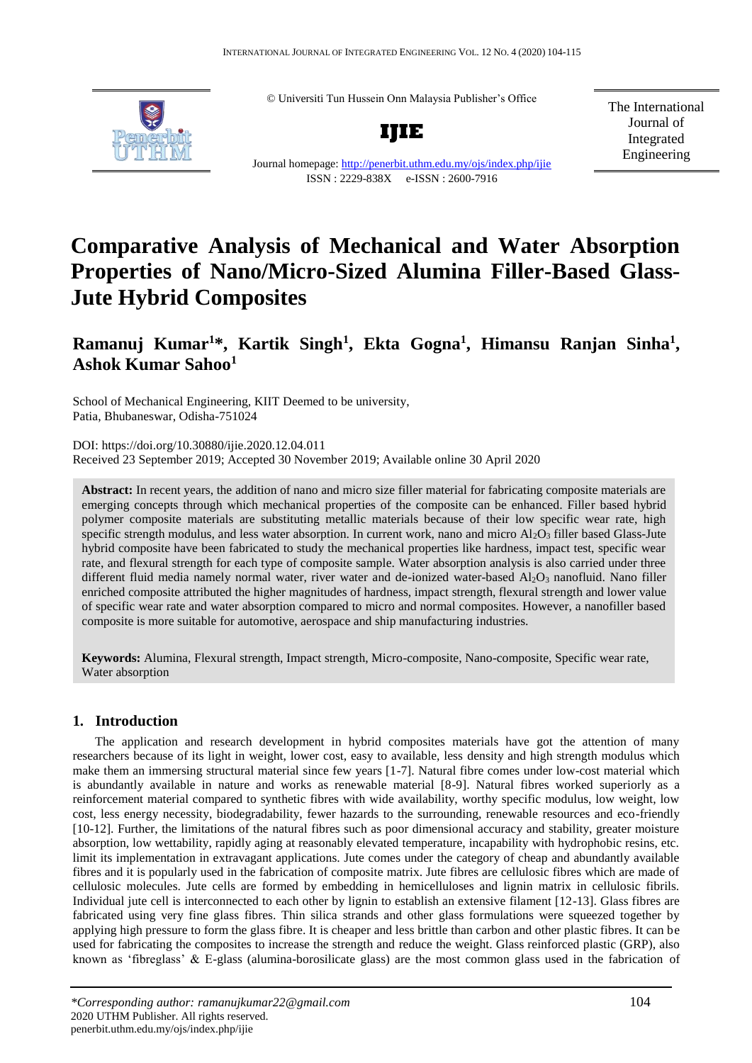© Universiti Tun Hussein Onn Malaysia Publisher's Office

**IJIE**

Journal homepage: http://penerbit.uthm.edu.my/ojs/index.php/ijie

ISSN : 2229-838X e-ISSN : 2600-7916

The International Journal of Integrated Engineering

# Comparative Analysis of Mechanical and Water Absorption Properties of Nano/Micro-Sized Alumina Filler-Based Glass-Jute Hybrid Composites

**Ramanuj Kumar[1]\*, Kartik Singh[1], Ekta Gogna[1], Himansu Ranjan Sinha[1], Ashok Kumar Sahoo[1]**

School of Mechanical Engineering, KIIT Deemed to be university,
Patia, Bhubaneswar, Odisha-751024

DOI: https://doi.org/10.30880/ijie.2020.12.04.011

Received 23 September 2019; Accepted 30 November 2019; Available online 30 April 2020

**Abstract:** In recent years, the addition of nano and micro size filler material for fabricating composite materials are emerging concepts through which mechanical properties of the composite can be enhanced. Filler based hybrid polymer composite materials are substituting metallic materials because of their low specific wear rate, high specific strength modulus, and less water absorption. In current work, nano and micro $Al_2O_3$ filler based Glass-Jute hybrid composite have been fabricated to study the mechanical properties like hardness, impact test, specific wear rate, and flexural strength for each type of composite sample. Water absorption analysis is also carried under three different fluid media namely normal water, river water and de-ionized water-based $Al_2O_3$ nanofluid. Nano filler enriched composite attributed the higher magnitudes of hardness, impact strength, flexural strength and lower value of specific wear rate and water absorption compared to micro and normal composites. However, a nanofiller based composite is more suitable for automotive, aerospace and ship manufacturing industries.

**Keywords:** Alumina, Flexural strength, Impact strength, Micro-composite, Nano-composite, Specific wear rate, Water absorption

## 1. Introduction

The application and research development in hybrid composites materials have got the attention of many researchers because of its light in weight, lower cost, easy to available, less density and high strength modulus which make them an immersing structural material since few years [1-7]. Natural fibre comes under low-cost material which is abundantly available in nature and works as renewable material [8-9]. Natural fibres worked superiorly as a reinforcement material compared to synthetic fibres with wide availability, worthy specific modulus, low weight, low cost, less energy necessity, biodegradability, fewer hazards to the surrounding, renewable resources and eco-friendly [10-12]. Further, the limitations of the natural fibres such as poor dimensional accuracy and stability, greater moisture absorption, low wettability, rapidly aging at reasonably elevated temperature, incapability with hydrophobic resins, etc. limit its implementation in extravagant applications. Jute comes under the category of cheap and abundantly available fibres and it is popularly used in the fabrication of composite matrix. Jute fibres are cellulosic fibres which are made of cellulosic molecules. Jute cells are formed by embedding in hemicelluloses and lignin matrix in cellulosic fibrils. Individual jute cell is interconnected to each other by lignin to establish an extensive filament [12-13]. Glass fibres are fabricated using very fine glass fibres. Thin silica strands and other glass formulations were squeezed together by applying high pressure to form the glass fibre. It is cheaper and less brittle than carbon and other plastic fibres. It can be used for fabricating the composites to increase the strength and reduce the weight. Glass reinforced plastic (GRP), also known as 'fibreglass' & E-glass (alumina-borosilicate glass) are the most common glass used in the fabrication of

*\*Corresponding author: ramanujkumar22@gmail.com*
2020 UTHM Publisher. All rights reserved.
penerbit.uthm.edu.my/ojs/index.php/ijie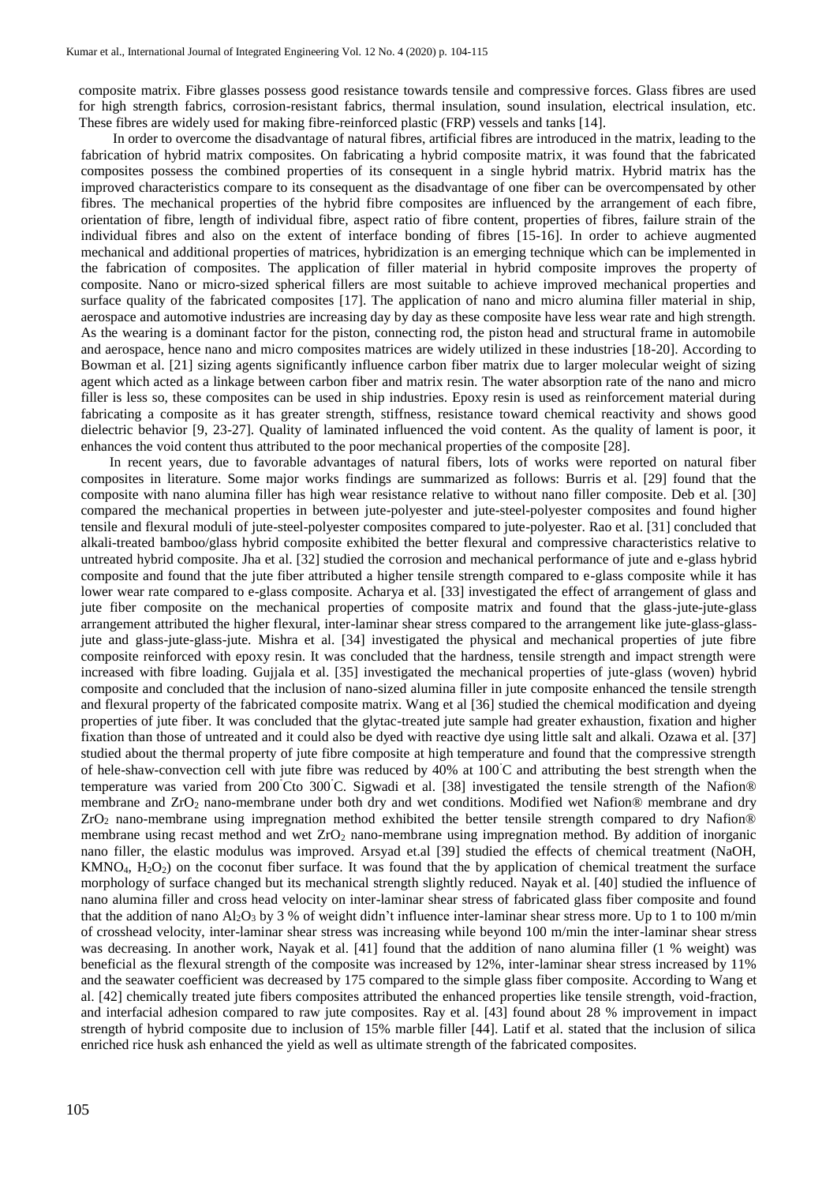composite matrix. Fibre glasses possess good resistance towards tensile and compressive forces. Glass fibres are used for high strength fabrics, corrosion-resistant fabrics, thermal insulation, sound insulation, electrical insulation, etc. These fibres are widely used for making fibre-reinforced plastic (FRP) vessels and tanks [14].

In order to overcome the disadvantage of natural fibres, artificial fibres are introduced in the matrix, leading to the fabrication of hybrid matrix composites. On fabricating a hybrid composite matrix, it was found that the fabricated composites possess the combined properties of its consequent in a single hybrid matrix. Hybrid matrix has the improved characteristics compare to its consequent as the disadvantage of one fiber can be overcompensated by other fibres. The mechanical properties of the hybrid fibre composites are influenced by the arrangement of each fibre, orientation of fibre, length of individual fibre, aspect ratio of fibre content, properties of fibres, failure strain of the individual fibres and also on the extent of interface bonding of fibres [15-16]. In order to achieve augmented mechanical and additional properties of matrices, hybridization is an emerging technique which can be implemented in the fabrication of composites. The application of filler material in hybrid composite improves the property of composite. Nano or micro-sized spherical fillers are most suitable to achieve improved mechanical properties and surface quality of the fabricated composites [17]. The application of nano and micro alumina filler material in ship, aerospace and automotive industries are increasing day by day as these composite have less wear rate and high strength. As the wearing is a dominant factor for the piston, connecting rod, the piston head and structural frame in automobile and aerospace, hence nano and micro composites matrices are widely utilized in these industries [18-20]. According to Bowman et al. [21] sizing agents significantly influence carbon fiber matrix due to larger molecular weight of sizing agent which acted as a linkage between carbon fiber and matrix resin. The water absorption rate of the nano and micro filler is less so, these composites can be used in ship industries. Epoxy resin is used as reinforcement material during fabricating a composite as it has greater strength, stiffness, resistance toward chemical reactivity and shows good dielectric behavior [9, 23-27]. Quality of laminated influenced the void content. As the quality of lament is poor, it enhances the void content thus attributed to the poor mechanical properties of the composite [28].

In recent years, due to favorable advantages of natural fibers, lots of works were reported on natural fiber composites in literature. Some major works findings are summarized as follows: Burris et al. [29] found that the composite with nano alumina filler has high wear resistance relative to without nano filler composite. Deb et al. [30] compared the mechanical properties in between jute-polyester and jute-steel-polyester composites and found higher tensile and flexural moduli of jute-steel-polyester composites compared to jute-polyester. Rao et al. [31] concluded that alkali-treated bamboo/glass hybrid composite exhibited the better flexural and compressive characteristics relative to untreated hybrid composite. Jha et al. [32] studied the corrosion and mechanical performance of jute and e-glass hybrid composite and found that the jute fiber attributed a higher tensile strength compared to e-glass composite while it has lower wear rate compared to e-glass composite. Acharya et al. [33] investigated the effect of arrangement of glass and jute fiber composite on the mechanical properties of composite matrix and found that the glass-jute-jute-glass arrangement attributed the higher flexural, inter-laminar shear stress compared to the arrangement like jute-glass-glass-jute and glass-jute-glass-jute. Mishra et al. [34] investigated the physical and mechanical properties of jute fibre composite reinforced with epoxy resin. It was concluded that the hardness, tensile strength and impact strength were increased with fibre loading. Gujjala et al. [35] investigated the mechanical properties of jute-glass (woven) hybrid composite and concluded that the inclusion of nano-sized alumina filler in jute composite enhanced the tensile strength and flexural property of the fabricated composite matrix. Wang et al [36] studied the chemical modification and dyeing properties of jute fiber. It was concluded that the glytac-treated jute sample had greater exhaustion, fixation and higher fixation than those of untreated and it could also be dyed with reactive dye using little salt and alkali. Ozawa et al. [37] studied about the thermal property of jute fibre composite at high temperature and found that the compressive strength of hele-shaw-convection cell with jute fibre was reduced by 40% at 100°C and attributing the best strength when the temperature was varied from 200°C to 300°C. Sigwadi et al. [38] investigated the tensile strength of the Nafion® membrane and $ZrO_2$ nano-membrane under both dry and wet conditions. Modified wet Nafion® membrane and dry $ZrO_2$ nano-membrane using impregnation method exhibited the better tensile strength compared to dry Nafion® membrane using recast method and wet $ZrO_2$ nano-membrane using impregnation method. By addition of inorganic nano filler, the elastic modulus was improved. Arsyad et.al [39] studied the effects of chemical treatment (NaOH, $KMNO_4$, $H_2O_2$) on the coconut fiber surface. It was found that the by application of chemical treatment the surface morphology of surface changed but its mechanical strength slightly reduced. Nayak et al. [40] studied the influence of nano alumina filler and cross head velocity on inter-laminar shear stress of fabricated glass fiber composite and found that the addition of nano $Al_2O_3$ by 3 % of weight didn't influence inter-laminar shear stress more. Up to 1 to 100 m/min of crosshead velocity, inter-laminar shear stress was increasing while beyond 100 m/min the inter-laminar shear stress was decreasing. In another work, Nayak et al. [41] found that the addition of nano alumina filler (1 % weight) was beneficial as the flexural strength of the composite was increased by 12%, inter-laminar shear stress increased by 11% and the seawater coefficient was decreased by 175 compared to the simple glass fiber composite. According to Wang et al. [42] chemically treated jute fibers composites attributed the enhanced properties like tensile strength, void-fraction, and interfacial adhesion compared to raw jute composites. Ray et al. [43] found about 28 % improvement in impact strength of hybrid composite due to inclusion of 15% marble filler [44]. Latif et al. stated that the inclusion of silica enriched rice husk ash enhanced the yield as well as ultimate strength of the fabricated composites.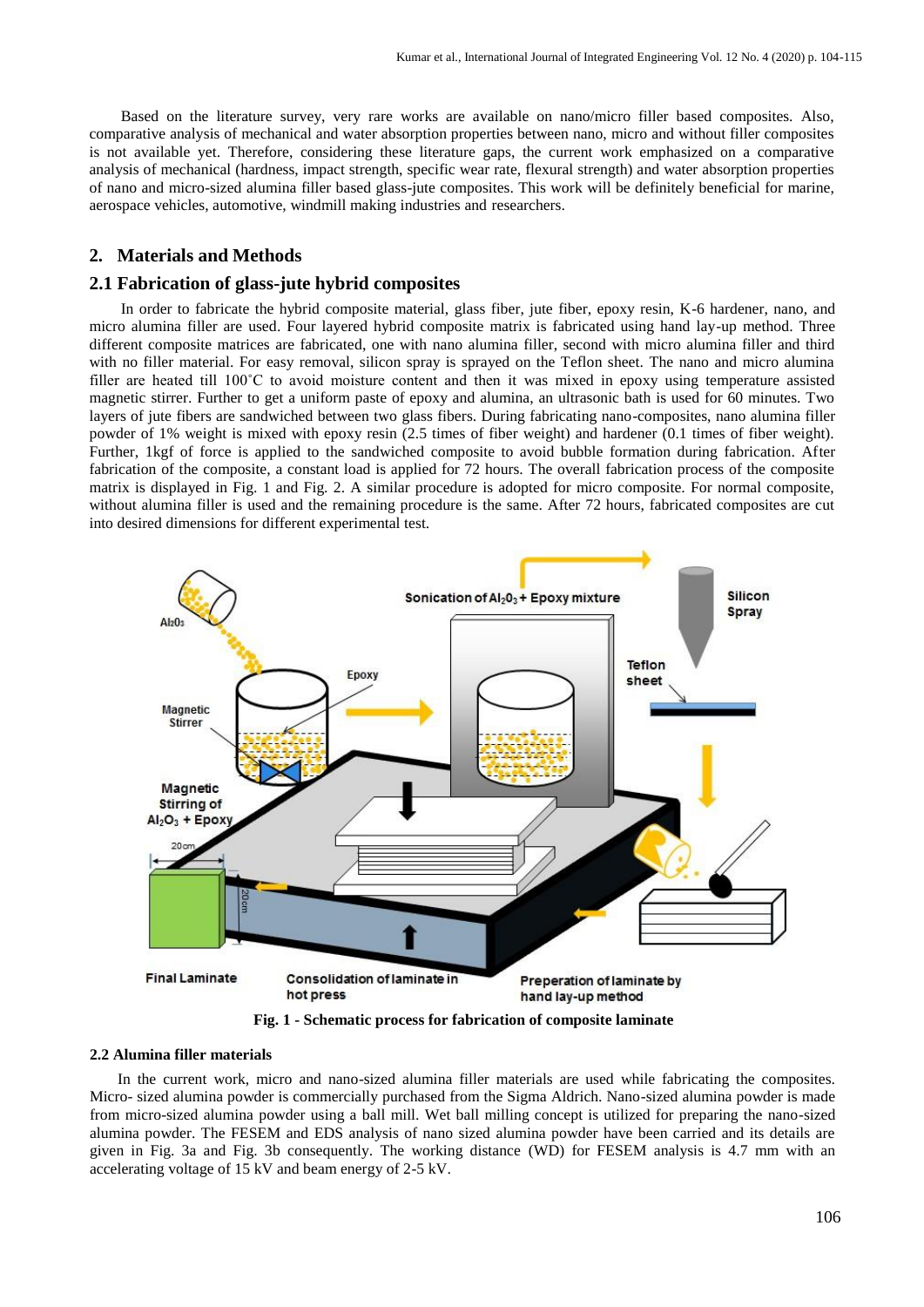Based on the literature survey, very rare works are available on nano/micro filler based composites. Also, comparative analysis of mechanical and water absorption properties between nano, micro and without filler composites is not available yet. Therefore, considering these literature gaps, the current work emphasized on a comparative analysis of mechanical (hardness, impact strength, specific wear rate, flexural strength) and water absorption properties of nano and micro-sized alumina filler based glass-jute composites. This work will be definitely beneficial for marine, aerospace vehicles, automotive, windmill making industries and researchers.

## 2. Materials and Methods

### 2.1 Fabrication of glass-jute hybrid composites

In order to fabricate the hybrid composite material, glass fiber, jute fiber, epoxy resin, K-6 hardener, nano, and micro alumina filler are used. Four layered hybrid composite matrix is fabricated using hand lay-up method. Three different composite matrices are fabricated, one with nano alumina filler, second with micro alumina filler and third with no filler material. For easy removal, silicon spray is sprayed on the Teflon sheet. The nano and micro alumina filler are heated till 100˚C to avoid moisture content and then it was mixed in epoxy using temperature assisted magnetic stirrer. Further to get a uniform paste of epoxy and alumina, an ultrasonic bath is used for 60 minutes. Two layers of jute fibers are sandwiched between two glass fibers. During fabricating nano-composites, nano alumina filler powder of 1% weight is mixed with epoxy resin (2.5 times of fiber weight) and hardener (0.1 times of fiber weight). Further, 1kgf of force is applied to the sandwiched composite to avoid bubble formation during fabrication. After fabrication of the composite, a constant load is applied for 72 hours. The overall fabrication process of the composite matrix is displayed in Fig. 1 and Fig. 2. A similar procedure is adopted for micro composite. For normal composite, without alumina filler is used and the remaining procedure is the same. After 72 hours, fabricated composites are cut into desired dimensions for different experimental test.

**Fig. 1 - Schematic process for fabrication of composite laminate**

#### 2.2 Alumina filler materials

In the current work, micro and nano-sized alumina filler materials are used while fabricating the composites. Micro- sized alumina powder is commercially purchased from the Sigma Aldrich. Nano-sized alumina powder is made from micro-sized alumina powder using a ball mill. Wet ball milling concept is utilized for preparing the nano-sized alumina powder. The FESEM and EDS analysis of nano sized alumina powder have been carried and its details are given in Fig. 3a and Fig. 3b consequently. The working distance (WD) for FESEM analysis is 4.7 mm with an accelerating voltage of 15 kV and beam energy of 2-5 kV.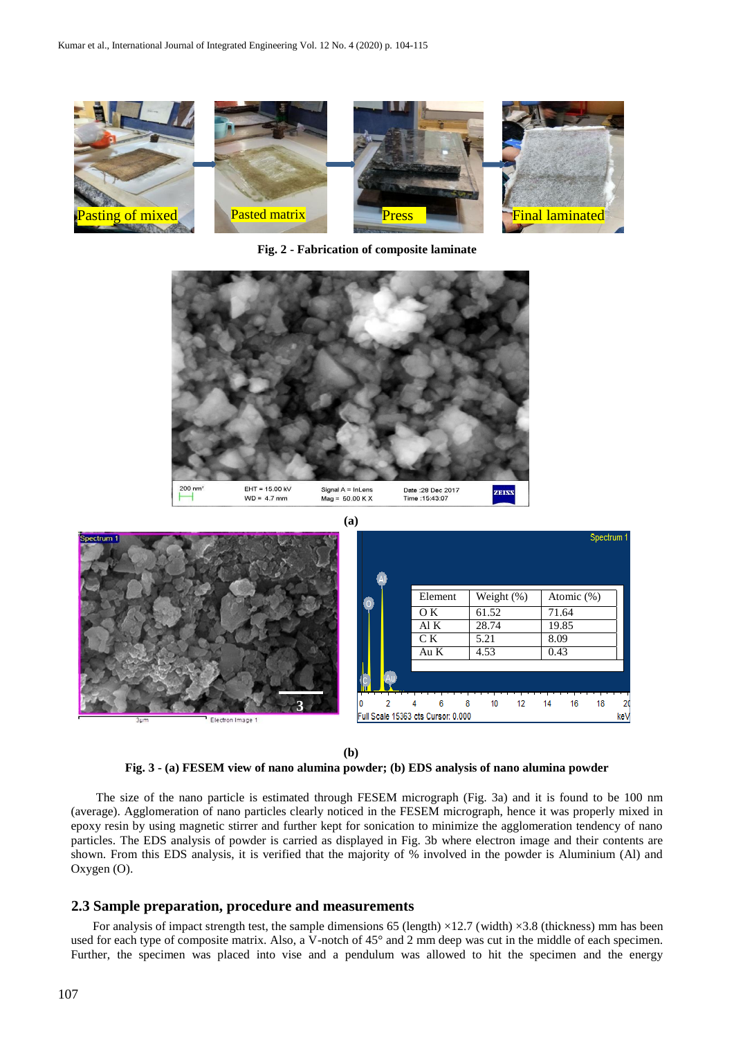Fig. 2 - Fabrication of composite laminate

(a)

| Element | Weight (%) | Atomic (%) |
|---|---|---|
| O K | 61.52 | 71.64 |
| Al K | 28.74 | 19.85 |
| C K | 5.21 | 8.09 |
| Au K | 4.53 | 0.43 |

(b)

**Fig. 3 - (a) FESEM view of nano alumina powder; (b) EDS analysis of nano alumina powder**

The size of the nano particle is estimated through FESEM micrograph (Fig. 3a) and it is found to be 100 nm (average). Agglomeration of nano particles clearly noticed in the FESEM micrograph, hence it was properly mixed in epoxy resin by using magnetic stirrer and further kept for sonication to minimize the agglomeration tendency of nano particles. The EDS analysis of powder is carried as displayed in Fig. 3b where electron image and their contents are shown. From this EDS analysis, it is verified that the majority of % involved in the powder is Aluminium (Al) and Oxygen (O).

## 2.3 Sample preparation, procedure and measurements

For analysis of impact strength test, the sample dimensions 65 (length) ×12.7 (width) ×3.8 (thickness) mm has been used for each type of composite matrix. Also, a V-notch of 45° and 2 mm deep was cut in the middle of each specimen. Further, the specimen was placed into vise and a pendulum was allowed to hit the specimen and the energy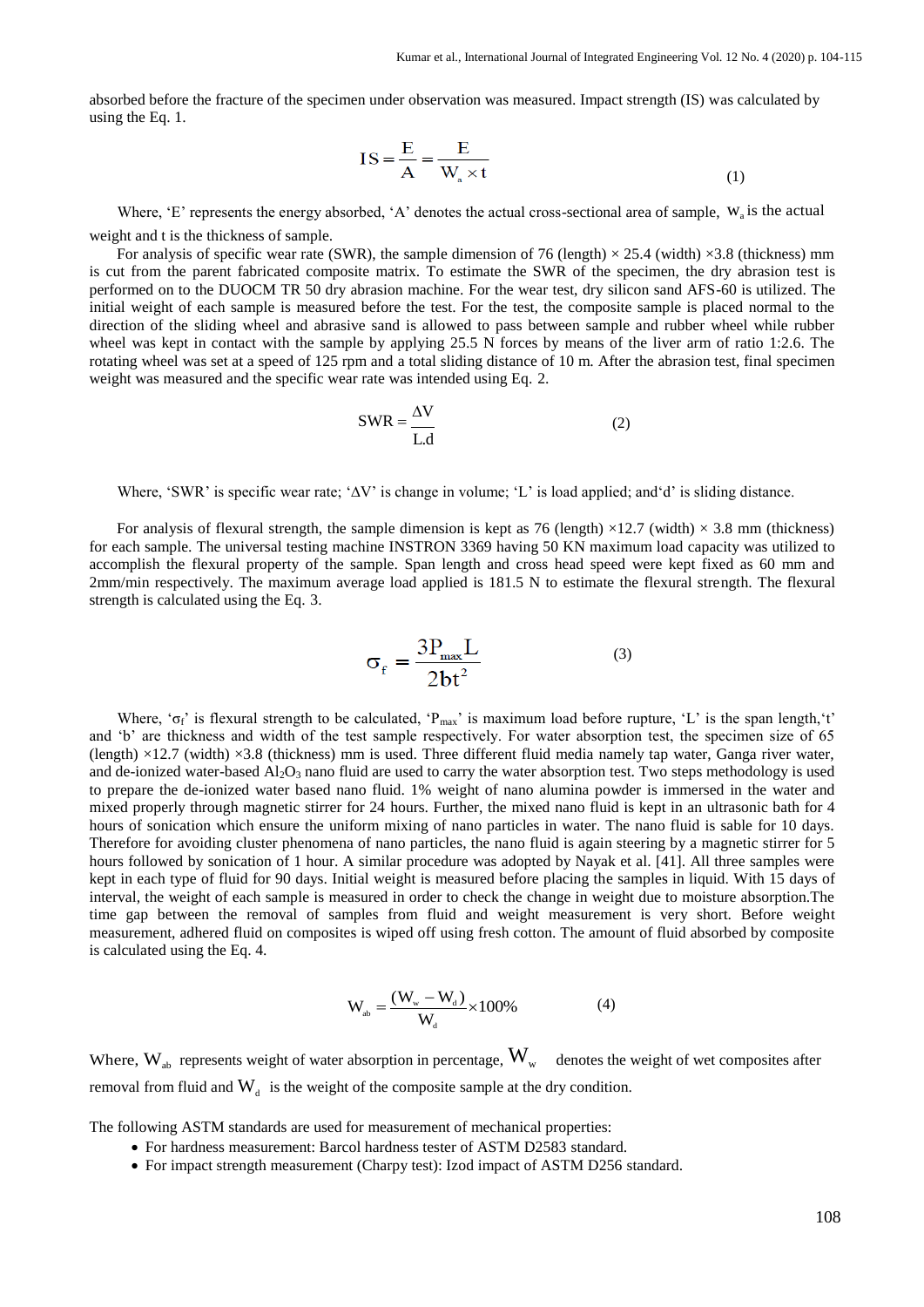absorbed before the fracture of the specimen under observation was measured. Impact strength (IS) was calculated by using the Eq. 1.

$$IS = \frac{E}{A} = \frac{E}{W_a \times t} \tag{1}$$

Where, 'E' represents the energy absorbed, 'A' denotes the actual cross-sectional area of sample, $W_a$ is the actual weight and t is the thickness of sample.

For analysis of specific wear rate (SWR), the sample dimension of 76 (length) × 25.4 (width) ×3.8 (thickness) mm is cut from the parent fabricated composite matrix. To estimate the SWR of the specimen, the dry abrasion test is performed on to the DUOCM TR 50 dry abrasion machine. For the wear test, dry silicon sand AFS-60 is utilized. The initial weight of each sample is measured before the test. For the test, the composite sample is placed normal to the direction of the sliding wheel and abrasive sand is allowed to pass between sample and rubber wheel while rubber wheel was kept in contact with the sample by applying 25.5 N forces by means of the liver arm of ratio 1:2.6. The rotating wheel was set at a speed of 125 rpm and a total sliding distance of 10 m. After the abrasion test, final specimen weight was measured and the specific wear rate was intended using Eq. 2.

$$SWR = \frac{\Delta V}{L.d} \tag{2}$$

Where, 'SWR' is specific wear rate; 'ΔV' is change in volume; 'L' is load applied; and'd' is sliding distance.

For analysis of flexural strength, the sample dimension is kept as 76 (length) ×12.7 (width) × 3.8 mm (thickness) for each sample. The universal testing machine INSTRON 3369 having 50 KN maximum load capacity was utilized to accomplish the flexural property of the sample. Span length and cross head speed were kept fixed as 60 mm and 2mm/min respectively. The maximum average load applied is 181.5 N to estimate the flexural strength. The flexural strength is calculated using the Eq. 3.

$$\sigma_f = \frac{3P_{max}L}{2bt^2} \tag{3}$$

Where, '$\sigma_f$' is flexural strength to be calculated, '$P_{max}$' is maximum load before rupture, 'L' is the span length,'t' and 'b' are thickness and width of the test sample respectively. For water absorption test, the specimen size of 65 (length) ×12.7 (width) ×3.8 (thickness) mm is used. Three different fluid media namely tap water, Ganga river water, and de-ionized water-based $Al_2O_3$ nano fluid are used to carry the water absorption test. Two steps methodology is used to prepare the de-ionized water based nano fluid. 1% weight of nano alumina powder is immersed in the water and mixed properly through magnetic stirrer for 24 hours. Further, the mixed nano fluid is kept in an ultrasonic bath for 4 hours of sonication which ensure the uniform mixing of nano particles in water. The nano fluid is sable for 10 days. Therefore for avoiding cluster phenomena of nano particles, the nano fluid is again steering by a magnetic stirrer for 5 hours followed by sonication of 1 hour. A similar procedure was adopted by Nayak et al. [41]. All three samples were kept in each type of fluid for 90 days. Initial weight is measured before placing the samples in liquid. With 15 days of interval, the weight of each sample is measured in order to check the change in weight due to moisture absorption.The time gap between the removal of samples from fluid and weight measurement is very short. Before weight measurement, adhered fluid on composites is wiped off using fresh cotton. The amount of fluid absorbed by composite is calculated using the Eq. 4.

$$W_{ab} = \frac{(W_w - W_d)}{W_d} \times 100\% \tag{4}$$

Where, $W_{ab}$ represents weight of water absorption in percentage, $W_w$ denotes the weight of wet composites after removal from fluid and $W_d$ is the weight of the composite sample at the dry condition.

The following ASTM standards are used for measurement of mechanical properties:

- For hardness measurement: Barcol hardness tester of ASTM D2583 standard.
- For impact strength measurement (Charpy test): Izod impact of ASTM D256 standard.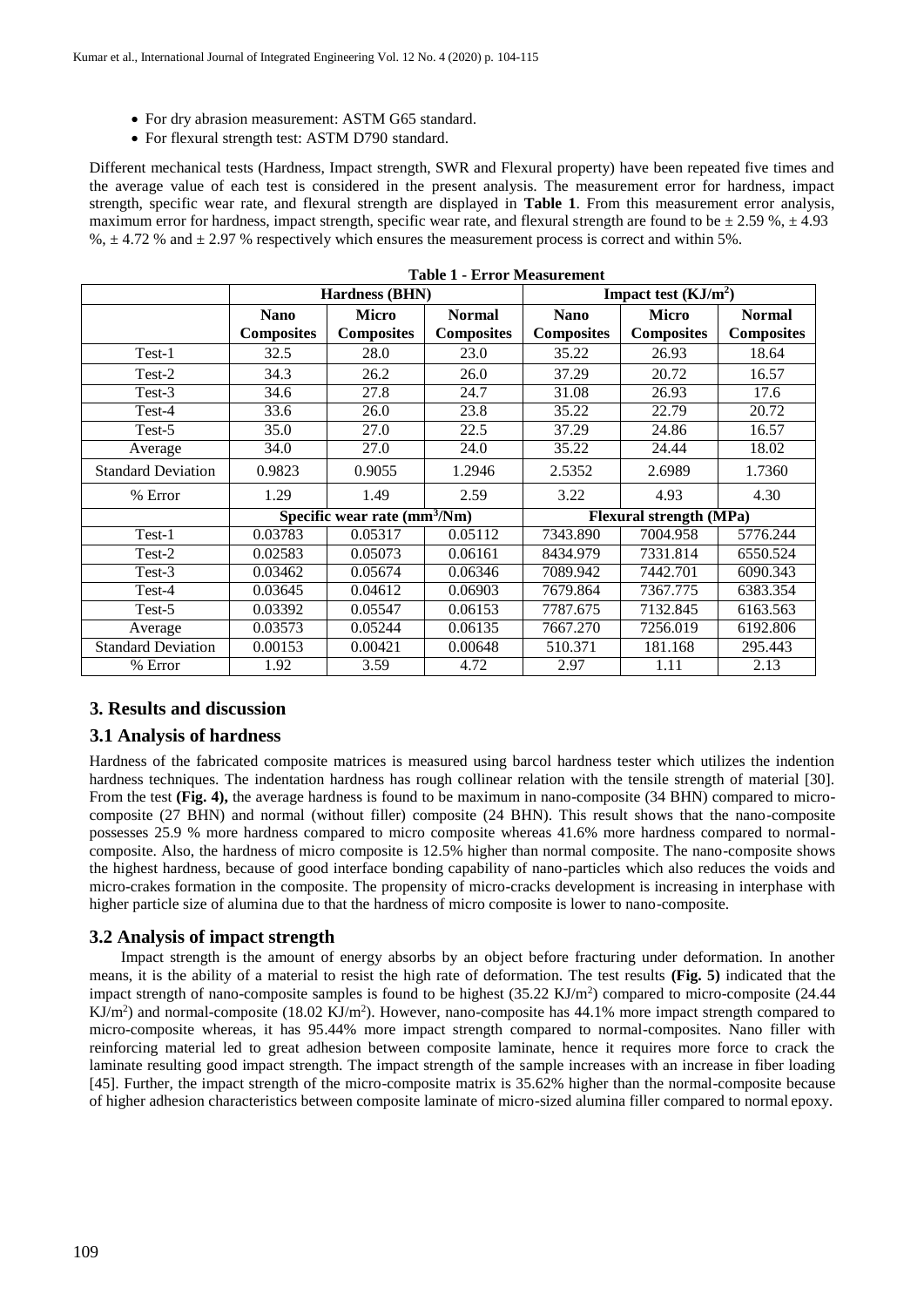- For dry abrasion measurement: ASTM G65 standard.
- For flexural strength test: ASTM D790 standard.

Different mechanical tests (Hardness, Impact strength, SWR and Flexural property) have been repeated five times and the average value of each test is considered in the present analysis. The measurement error for hardness, impact strength, specific wear rate, and flexural strength are displayed in **Table 1**. From this measurement error analysis, maximum error for hardness, impact strength, specific wear rate, and flexural strength are found to be ± 2.59 %, ± 4.93 %, ± 4.72 % and ± 2.97 % respectively which ensures the measurement process is correct and within 5%.

**Table 1 - Error Measurement**

| | Hardness (BHN) | | | Impact test ($KJ/m^2$) | | |
|---|---|---|---|---|---|---|
| | **Nano Composites** | **Micro Composites** | **Normal Composites** | **Nano Composites** | **Micro Composites** | **Normal Composites** |
| Test-1 | 32.5 | 28.0 | 23.0 | 35.22 | 26.93 | 18.64 |
| Test-2 | 34.3 | 26.2 | 26.0 | 37.29 | 20.72 | 16.57 |
| Test-3 | 34.6 | 27.8 | 24.7 | 31.08 | 26.93 | 17.6 |
| Test-4 | 33.6 | 26.0 | 23.8 | 35.22 | 22.79 | 20.72 |
| Test-5 | 35.0 | 27.0 | 22.5 | 37.29 | 24.86 | 16.57 |
| Average | 34.0 | 27.0 | 24.0 | 35.22 | 24.44 | 18.02 |
| Standard Deviation | 0.9823 | 0.9055 | 1.2946 | 2.5352 | 2.6989 | 1.7360 |
| % Error | 1.29 | 1.49 | 2.59 | 3.22 | 4.93 | 4.30 |
| | **Specific wear rate ($mm^3/Nm$)** | | | **Flexural strength (MPa)** | | |
| Test-1 | 0.03783 | 0.05317 | 0.05112 | 7343.890 | 7004.958 | 5776.244 |
| Test-2 | 0.02583 | 0.05073 | 0.06161 | 8434.979 | 7331.814 | 6550.524 |
| Test-3 | 0.03462 | 0.05674 | 0.06346 | 7089.942 | 7442.701 | 6090.343 |
| Test-4 | 0.03645 | 0.04612 | 0.06903 | 7679.864 | 7367.775 | 6383.354 |
| Test-5 | 0.03392 | 0.05547 | 0.06153 | 7787.675 | 7132.845 | 6163.563 |
| Average | 0.03573 | 0.05244 | 0.06135 | 7667.270 | 7256.019 | 6192.806 |
| Standard Deviation | 0.00153 | 0.00421 | 0.00648 | 510.371 | 181.168 | 295.443 |
| % Error | 1.92 | 3.59 | 4.72 | 2.97 | 1.11 | 2.13 |

## 3. Results and discussion

### 3.1 Analysis of hardness

Hardness of the fabricated composite matrices is measured using barcol hardness tester which utilizes the indention hardness techniques. The indentation hardness has rough collinear relation with the tensile strength of material [30]. From the test **(Fig. 4)**, the average hardness is found to be maximum in nano-composite (34 BHN) compared to micro-composite (27 BHN) and normal (without filler) composite (24 BHN). This result shows that the nano-composite possesses 25.9 % more hardness compared to micro composite whereas 41.6% more hardness compared to normal-composite. Also, the hardness of micro composite is 12.5% higher than normal composite. The nano-composite shows the highest hardness, because of good interface bonding capability of nano-particles which also reduces the voids and micro-crakes formation in the composite. The propensity of micro-cracks development is increasing in interphase with higher particle size of alumina due to that the hardness of micro composite is lower to nano-composite.

### 3.2 Analysis of impact strength

Impact strength is the amount of energy absorbs by an object before fracturing under deformation. In another means, it is the ability of a material to resist the high rate of deformation. The test results **(Fig. 5)** indicated that the impact strength of nano-composite samples is found to be highest (35.22 $KJ/m^2$) compared to micro-composite (24.44 $KJ/m^2$) and normal-composite (18.02 $KJ/m^2$). However, nano-composite has 44.1% more impact strength compared to micro-composite whereas, it has 95.44% more impact strength compared to normal-composites. Nano filler with reinforcing material led to great adhesion between composite laminate, hence it requires more force to crack the laminate resulting good impact strength. The impact strength of the sample increases with an increase in fiber loading [45]. Further, the impact strength of the micro-composite matrix is 35.62% higher than the normal-composite because of higher adhesion characteristics between composite laminate of micro-sized alumina filler compared to normal epoxy.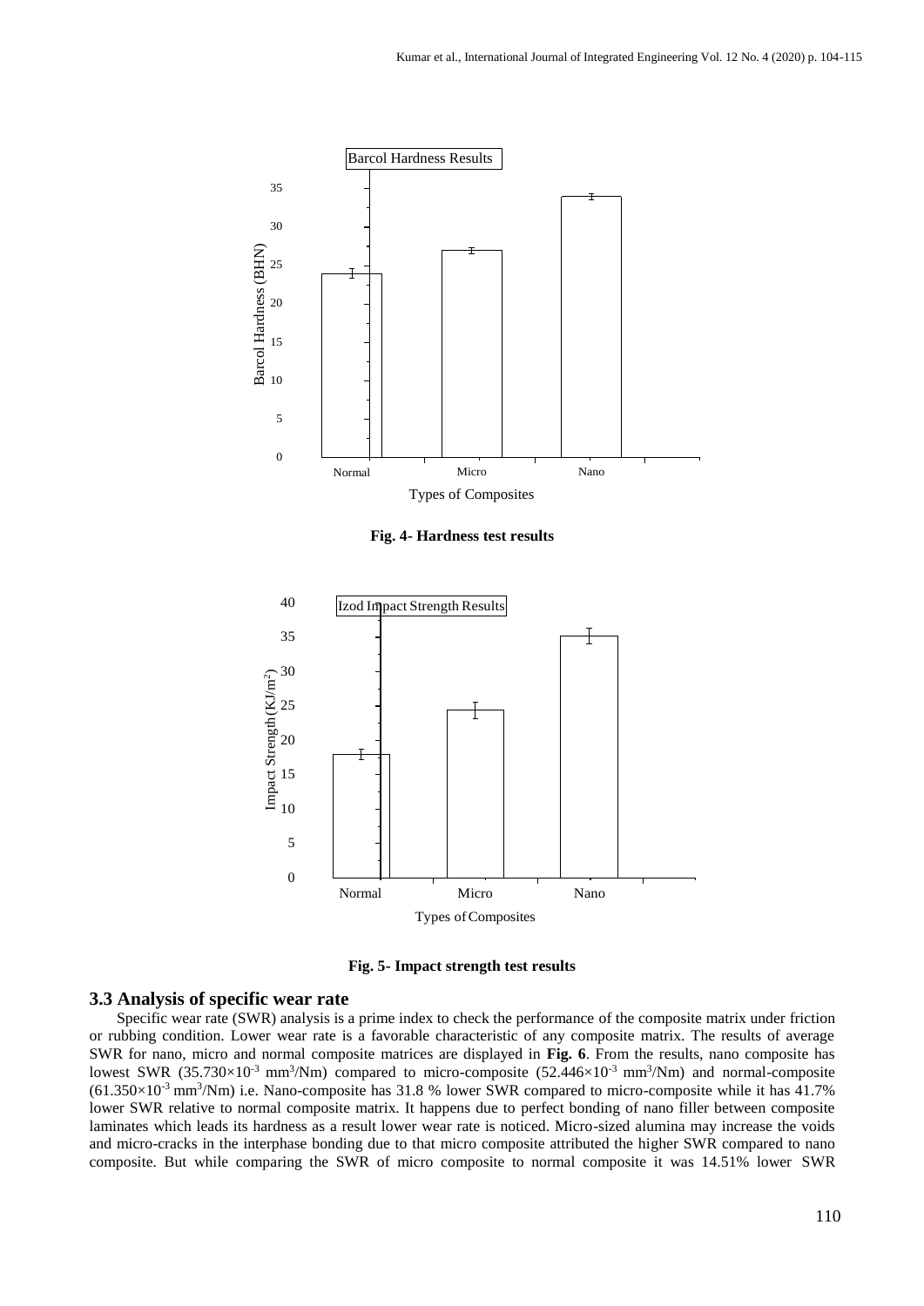Fig. 4- Hardness test results

Fig. 5- Impact strength test results

### 3.3 Analysis of specific wear rate

Specific wear rate (SWR) analysis is a prime index to check the performance of the composite matrix under friction or rubbing condition. Lower wear rate is a favorable characteristic of any composite matrix. The results of average SWR for nano, micro and normal composite matrices are displayed in **Fig. 6**. From the results, nano composite has lowest SWR ($35.730 \times 10^{-3}$ $mm^3/Nm$) compared to micro-composite ($52.446 \times 10^{-3}$ $mm^3/Nm$) and normal-composite ($61.350 \times 10^{-3}$ $mm^3/Nm$) i.e. Nano-composite has 31.8 % lower SWR compared to micro-composite while it has 41.7% lower SWR relative to normal composite matrix. It happens due to perfect bonding of nano filler between composite laminates which leads its hardness as a result lower wear rate is noticed. Micro-sized alumina may increase the voids and micro-cracks in the interphase bonding due to that micro composite attributed the higher SWR compared to nano composite. But while comparing the SWR of micro composite to normal composite it was 14.51% lower SWR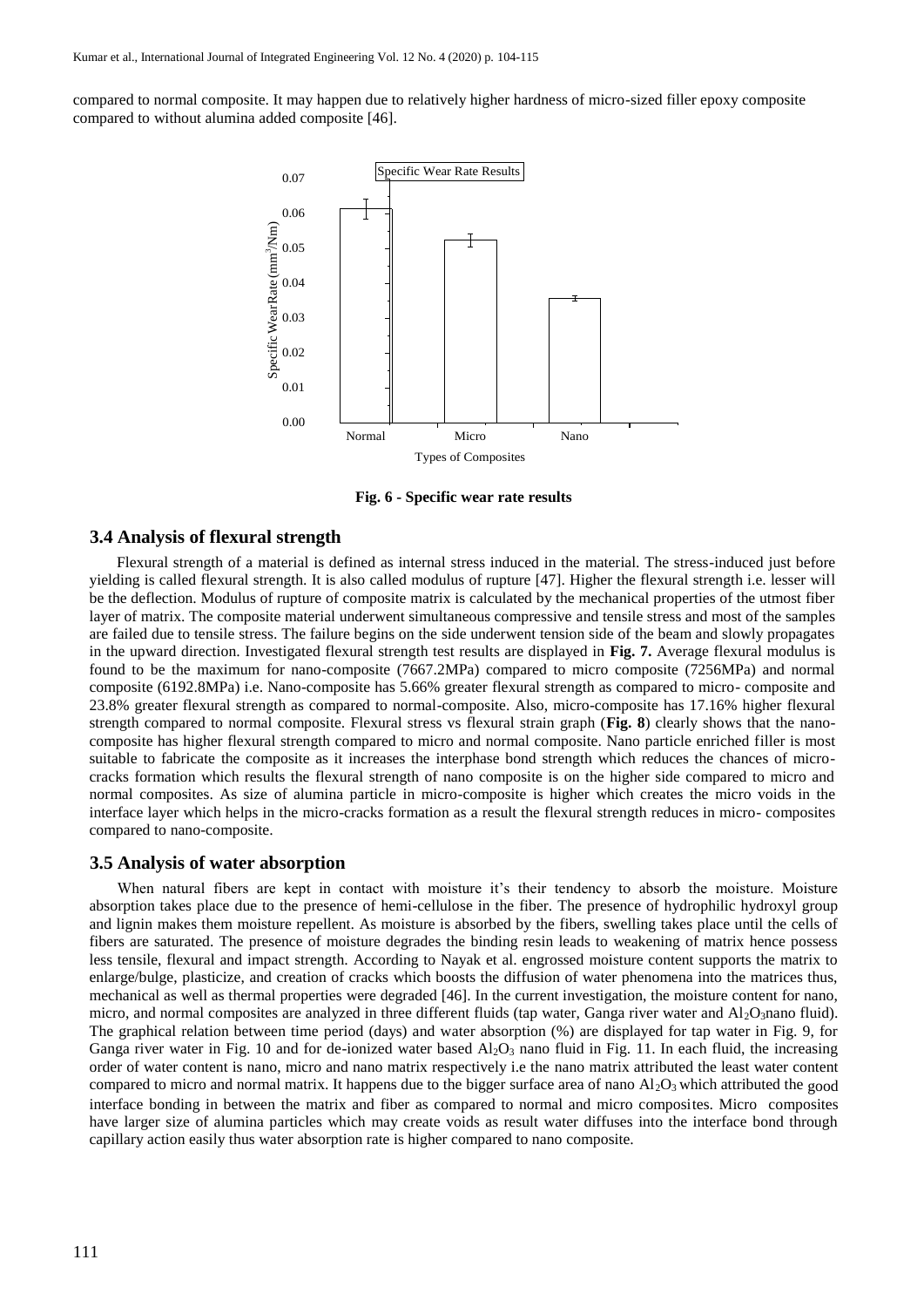compared to normal composite. It may happen due to relatively higher hardness of micro-sized filler epoxy composite compared to without alumina added composite [46].

**Fig. 6 - Specific wear rate results**

### 3.4 Analysis of flexural strength

Flexural strength of a material is defined as internal stress induced in the material. The stress-induced just before yielding is called flexural strength. It is also called modulus of rupture [47]. Higher the flexural strength i.e. lesser will be the deflection. Modulus of rupture of composite matrix is calculated by the mechanical properties of the utmost fiber layer of matrix. The composite material underwent simultaneous compressive and tensile stress and most of the samples are failed due to tensile stress. The failure begins on the side underwent tension side of the beam and slowly propagates in the upward direction. Investigated flexural strength test results are displayed in **Fig. 7.** Average flexural modulus is found to be the maximum for nano-composite (7667.2MPa) compared to micro composite (7256MPa) and normal composite (6192.8MPa) i.e. Nano-composite has 5.66% greater flexural strength as compared to micro- composite and 23.8% greater flexural strength as compared to normal-composite. Also, micro-composite has 17.16% higher flexural strength compared to normal composite. Flexural stress vs flexural strain graph (**Fig. 8**) clearly shows that the nano-composite has higher flexural strength compared to micro and normal composite. Nano particle enriched filler is most suitable to fabricate the composite as it increases the interphase bond strength which reduces the chances of micro-cracks formation which results the flexural strength of nano composite is on the higher side compared to micro and normal composites. As size of alumina particle in micro-composite is higher which creates the micro voids in the interface layer which helps in the micro-cracks formation as a result the flexural strength reduces in micro- composites compared to nano-composite.

### 3.5 Analysis of water absorption

When natural fibers are kept in contact with moisture it's their tendency to absorb the moisture. Moisture absorption takes place due to the presence of hemi-cellulose in the fiber. The presence of hydrophilic hydroxyl group and lignin makes them moisture repellent. As moisture is absorbed by the fibers, swelling takes place until the cells of fibers are saturated. The presence of moisture degrades the binding resin leads to weakening of matrix hence possess less tensile, flexural and impact strength. According to Nayak et al. engrossed moisture content supports the matrix to enlarge/bulge, plasticize, and creation of cracks which boosts the diffusion of water phenomena into the matrices thus, mechanical as well as thermal properties were degraded [46]. In the current investigation, the moisture content for nano, micro, and normal composites are analyzed in three different fluids (tap water, Ganga river water and $Al_2O_3$nano fluid). The graphical relation between time period (days) and water absorption (%) are displayed for tap water in Fig. 9, for Ganga river water in Fig. 10 and for de-ionized water based $Al_2O_3$ nano fluid in Fig. 11. In each fluid, the increasing order of water content is nano, micro and nano matrix respectively i.e the nano matrix attributed the least water content compared to micro and normal matrix. It happens due to the bigger surface area of nano $Al_2O_3$ which attributed the good interface bonding in between the matrix and fiber as compared to normal and micro composites. Micro composites have larger size of alumina particles which may create voids as result water diffuses into the interface bond through capillary action easily thus water absorption rate is higher compared to nano composite.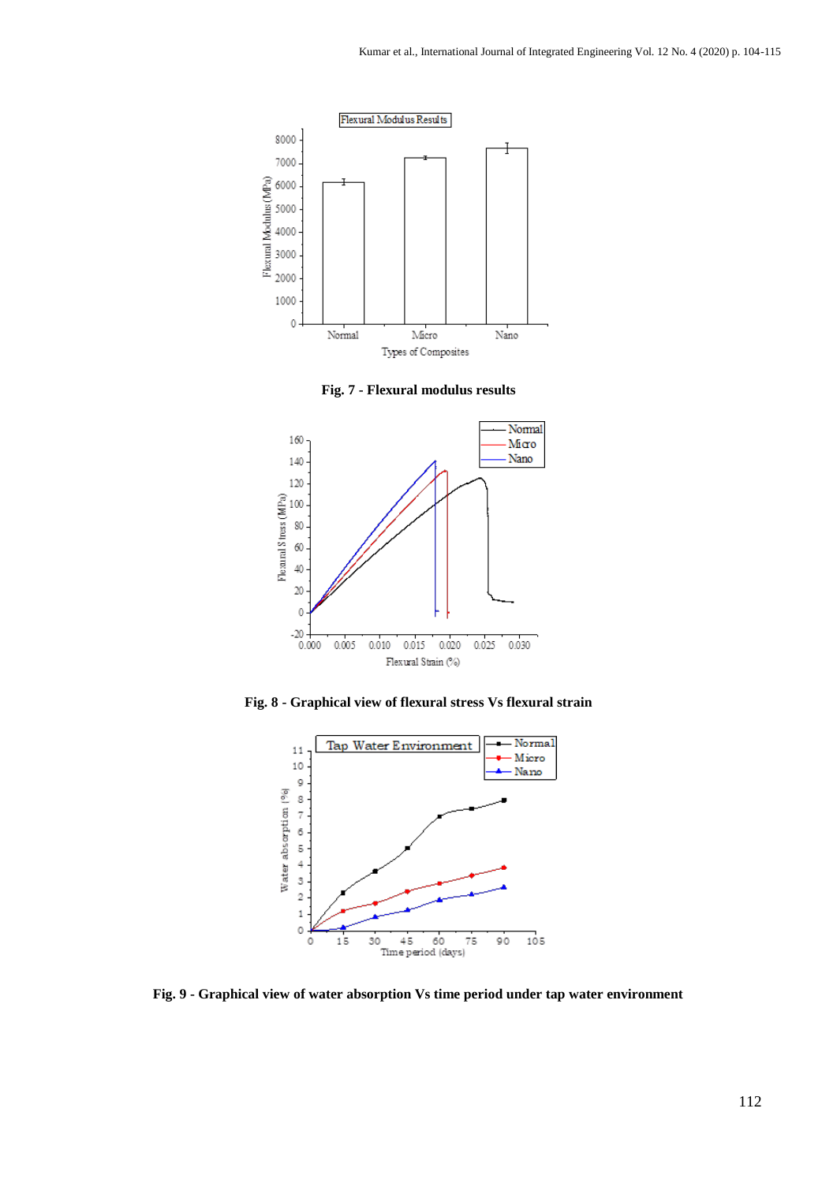**Fig. 7 - Flexural modulus results**

**Fig. 8 - Graphical view of flexural stress Vs flexural strain**

**Fig. 9 - Graphical view of water absorption Vs time period under tap water environment**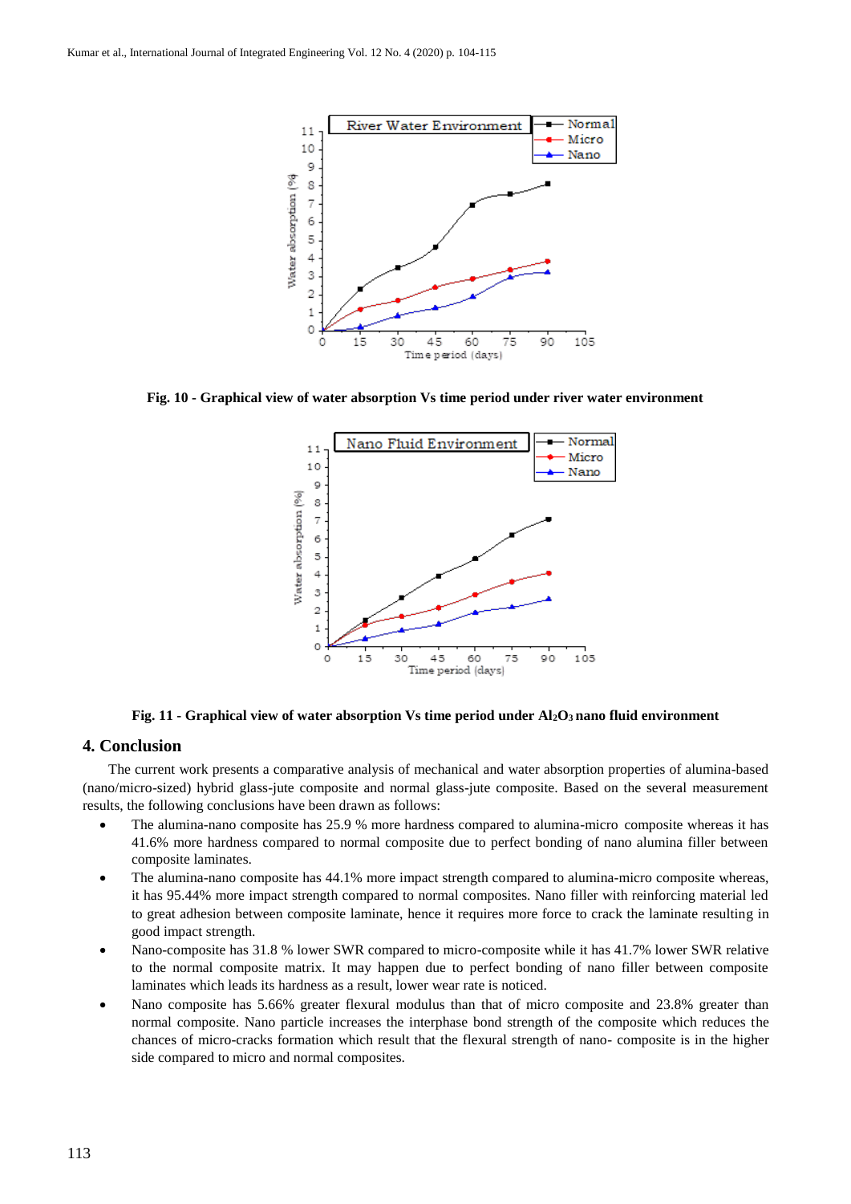Fig. 10 - Graphical view of water absorption Vs time period under river water environment

Fig. 11 - Graphical view of water absorption Vs time period under $Al_2O_3$ nano fluid environment

## 4. Conclusion

The current work presents a comparative analysis of mechanical and water absorption properties of alumina-based (nano/micro-sized) hybrid glass-jute composite and normal glass-jute composite. Based on the several measurement results, the following conclusions have been drawn as follows:

- The alumina-nano composite has 25.9 % more hardness compared to alumina-micro composite whereas it has 41.6% more hardness compared to normal composite due to perfect bonding of nano alumina filler between composite laminates.
- The alumina-nano composite has 44.1% more impact strength compared to alumina-micro composite whereas, it has 95.44% more impact strength compared to normal composites. Nano filler with reinforcing material led to great adhesion between composite laminate, hence it requires more force to crack the laminate resulting in good impact strength.
- Nano-composite has 31.8 % lower SWR compared to micro-composite while it has 41.7% lower SWR relative to the normal composite matrix. It may happen due to perfect bonding of nano filler between composite laminates which leads its hardness as a result, lower wear rate is noticed.
- Nano composite has 5.66% greater flexural modulus than that of micro composite and 23.8% greater than normal composite. Nano particle increases the interphase bond strength of the composite which reduces the chances of micro-cracks formation which result that the flexural strength of nano- composite is in the higher side compared to micro and normal composites.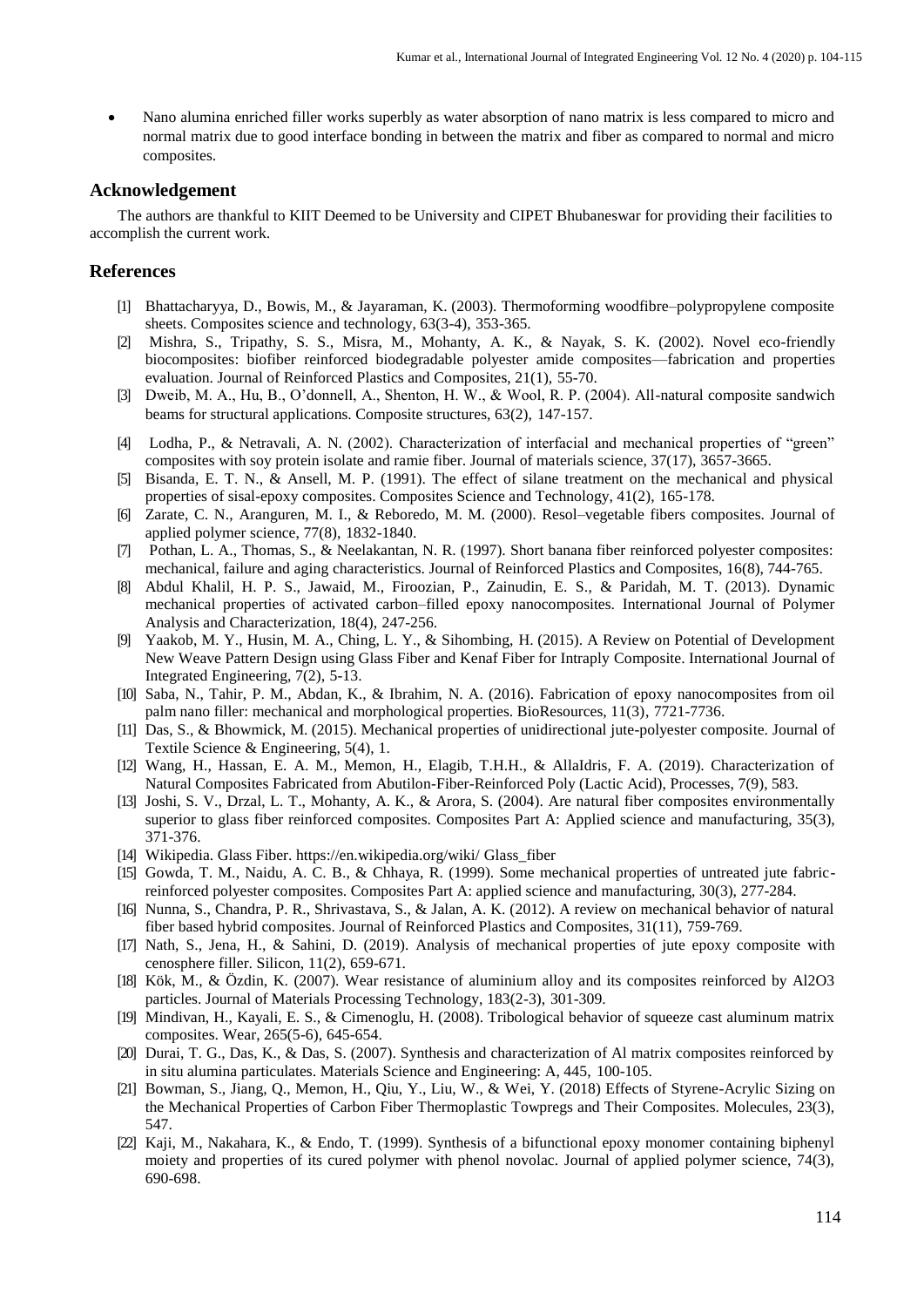- Nano alumina enriched filler works superbly as water absorption of nano matrix is less compared to micro and normal matrix due to good interface bonding in between the matrix and fiber as compared to normal and micro composites.

## Acknowledgement

The authors are thankful to KIIT Deemed to be University and CIPET Bhubaneswar for providing their facilities to accomplish the current work.

## References

[1] Bhattacharyya, D., Bowis, M., & Jayaraman, K. (2003). Thermoforming woodfibre–polypropylene composite sheets. Composites science and technology, 63(3-4), 353-365.

[2] Mishra, S., Tripathy, S. S., Misra, M., Mohanty, A. K., & Nayak, S. K. (2002). Novel eco-friendly biocomposites: biofiber reinforced biodegradable polyester amide composites—fabrication and properties evaluation. Journal of Reinforced Plastics and Composites, 21(1), 55-70.

[3] Dweib, M. A., Hu, B., O'donnell, A., Shenton, H. W., & Wool, R. P. (2004). All-natural composite sandwich beams for structural applications. Composite structures, 63(2), 147-157.

[4] Lodha, P., & Netravali, A. N. (2002). Characterization of interfacial and mechanical properties of "green" composites with soy protein isolate and ramie fiber. Journal of materials science, 37(17), 3657-3665.

[5] Bisanda, E. T. N., & Ansell, M. P. (1991). The effect of silane treatment on the mechanical and physical properties of sisal-epoxy composites. Composites Science and Technology, 41(2), 165-178.

[6] Zarate, C. N., Aranguren, M. I., & Reboredo, M. M. (2000). Resol–vegetable fibers composites. Journal of applied polymer science, 77(8), 1832-1840.

[7] Pothan, L. A., Thomas, S., & Neelakantan, N. R. (1997). Short banana fiber reinforced polyester composites: mechanical, failure and aging characteristics. Journal of Reinforced Plastics and Composites, 16(8), 744-765.

[8] Abdul Khalil, H. P. S., Jawaid, M., Firoozian, P., Zainudin, E. S., & Paridah, M. T. (2013). Dynamic mechanical properties of activated carbon–filled epoxy nanocomposites. International Journal of Polymer Analysis and Characterization, 18(4), 247-256.

[9] Yaakob, M. Y., Husin, M. A., Ching, L. Y., & Sihombing, H. (2015). A Review on Potential of Development New Weave Pattern Design using Glass Fiber and Kenaf Fiber for Intraply Composite. International Journal of Integrated Engineering, 7(2), 5-13.

[10] Saba, N., Tahir, P. M., Abdan, K., & Ibrahim, N. A. (2016). Fabrication of epoxy nanocomposites from oil palm nano filler: mechanical and morphological properties. BioResources, 11(3), 7721-7736.

[11] Das, S., & Bhowmick, M. (2015). Mechanical properties of unidirectional jute-polyester composite. Journal of Textile Science & Engineering, 5(4), 1.

[12] Wang, H., Hassan, E. A. M., Memon, H., Elagib, T.H.H., & AllaIdris, F. A. (2019). Characterization of Natural Composites Fabricated from Abutilon-Fiber-Reinforced Poly (Lactic Acid), Processes, 7(9), 583.

[13] Joshi, S. V., Drzal, L. T., Mohanty, A. K., & Arora, S. (2004). Are natural fiber composites environmentally superior to glass fiber reinforced composites. Composites Part A: Applied science and manufacturing, 35(3), 371-376.

[14] Wikipedia. Glass Fiber. https://en.wikipedia.org/wiki/ Glass_fiber

[15] Gowda, T. M., Naidu, A. C. B., & Chhaya, R. (1999). Some mechanical properties of untreated jute fabric-reinforced polyester composites. Composites Part A: applied science and manufacturing, 30(3), 277-284.

[16] Nunna, S., Chandra, P. R., Shrivastava, S., & Jalan, A. K. (2012). A review on mechanical behavior of natural fiber based hybrid composites. Journal of Reinforced Plastics and Composites, 31(11), 759-769.

[17] Nath, S., Jena, H., & Sahini, D. (2019). Analysis of mechanical properties of jute epoxy composite with cenosphere filler. Silicon, 11(2), 659-671.

[18] Kök, M., & Özdin, K. (2007). Wear resistance of aluminium alloy and its composites reinforced by Al2O3 particles. Journal of Materials Processing Technology, 183(2-3), 301-309.

[19] Mindivan, H., Kayali, E. S., & Cimenoglu, H. (2008). Tribological behavior of squeeze cast aluminum matrix composites. Wear, 265(5-6), 645-654.

[20] Durai, T. G., Das, K., & Das, S. (2007). Synthesis and characterization of Al matrix composites reinforced by in situ alumina particulates. Materials Science and Engineering: A, 445, 100-105.

[21] Bowman, S., Jiang, Q., Memon, H., Qiu, Y., Liu, W., & Wei, Y. (2018) Effects of Styrene-Acrylic Sizing on the Mechanical Properties of Carbon Fiber Thermoplastic Towpregs and Their Composites. Molecules, 23(3), 547.

[22] Kaji, M., Nakahara, K., & Endo, T. (1999). Synthesis of a bifunctional epoxy monomer containing biphenyl moiety and properties of its cured polymer with phenol novolac. Journal of applied polymer science, 74(3), 690-698.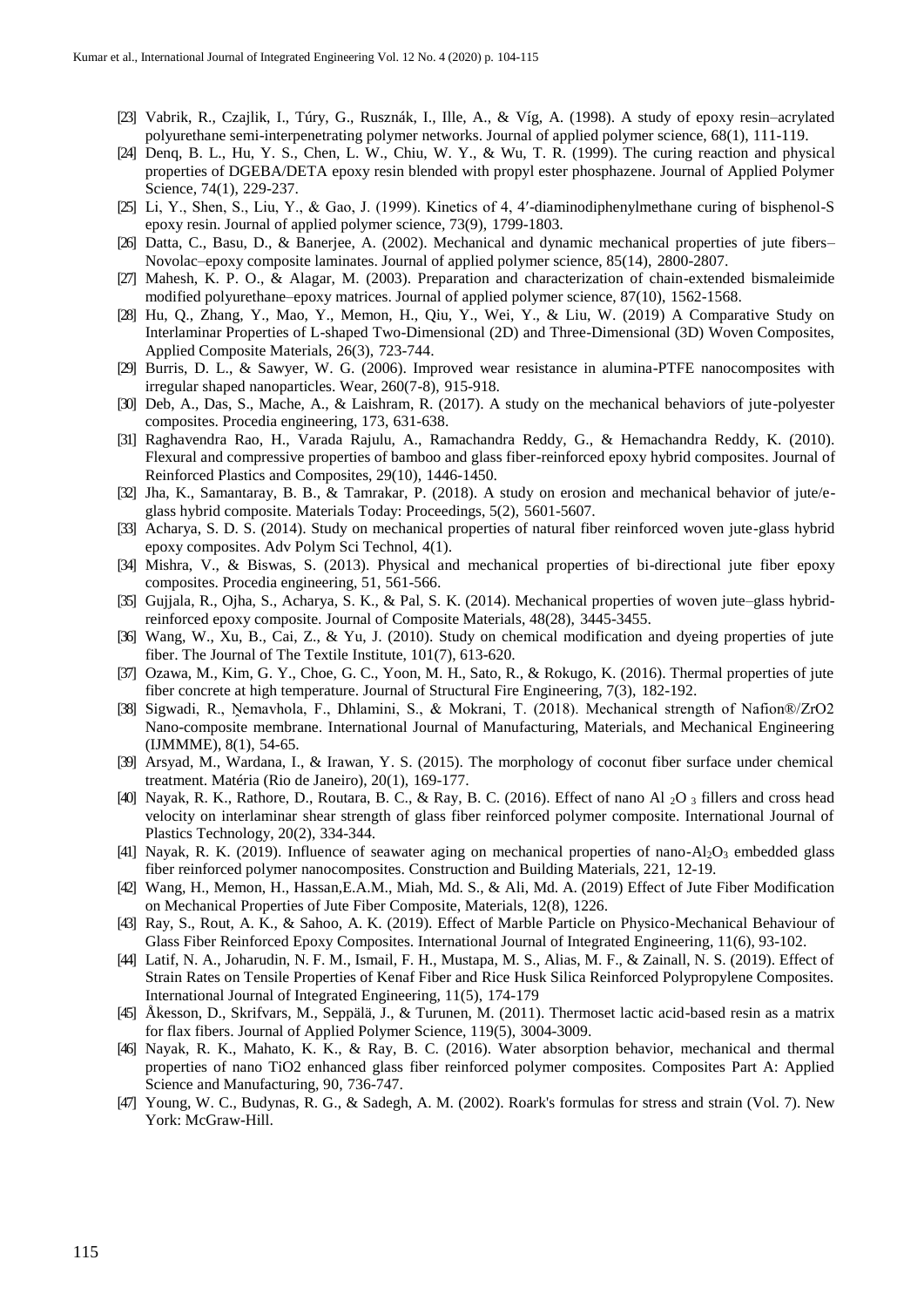[23] Vabrik, R., Czajlik, I., Túry, G., Rusznák, I., Ille, A., & Víg, A. (1998). A study of epoxy resin–acrylated polyurethane semi-interpenetrating polymer networks. Journal of applied polymer science, 68(1), 111-119.

[24] Denq, B. L., Hu, Y. S., Chen, L. W., Chiu, W. Y., & Wu, T. R. (1999). The curing reaction and physical properties of DGEBA/DETA epoxy resin blended with propyl ester phosphazene. Journal of Applied Polymer Science, 74(1), 229-237.

[25] Li, Y., Shen, S., Liu, Y., & Gao, J. (1999). Kinetics of 4, 4′-diaminodiphenylmethane curing of bisphenol-S epoxy resin. Journal of applied polymer science, 73(9), 1799-1803.

[26] Datta, C., Basu, D., & Banerjee, A. (2002). Mechanical and dynamic mechanical properties of jute fibers–Novolac–epoxy composite laminates. Journal of applied polymer science, 85(14), 2800-2807.

[27] Mahesh, K. P. O., & Alagar, M. (2003). Preparation and characterization of chain-extended bismaleimide modified polyurethane–epoxy matrices. Journal of applied polymer science, 87(10), 1562-1568.

[28] Hu, Q., Zhang, Y., Mao, Y., Memon, H., Qiu, Y., Wei, Y., & Liu, W. (2019) A Comparative Study on Interlaminar Properties of L-shaped Two-Dimensional (2D) and Three-Dimensional (3D) Woven Composites, Applied Composite Materials, 26(3), 723-744.

[29] Burris, D. L., & Sawyer, W. G. (2006). Improved wear resistance in alumina-PTFE nanocomposites with irregular shaped nanoparticles. Wear, 260(7-8), 915-918.

[30] Deb, A., Das, S., Mache, A., & Laishram, R. (2017). A study on the mechanical behaviors of jute-polyester composites. Procedia engineering, 173, 631-638.

[31] Raghavendra Rao, H., Varada Rajulu, A., Ramachandra Reddy, G., & Hemachandra Reddy, K. (2010). Flexural and compressive properties of bamboo and glass fiber-reinforced epoxy hybrid composites. Journal of Reinforced Plastics and Composites, 29(10), 1446-1450.

[32] Jha, K., Samantaray, B. B., & Tamrakar, P. (2018). A study on erosion and mechanical behavior of jute/e-glass hybrid composite. Materials Today: Proceedings, 5(2), 5601-5607.

[33] Acharya, S. D. S. (2014). Study on mechanical properties of natural fiber reinforced woven jute-glass hybrid epoxy composites. Adv Polym Sci Technol, 4(1).

[34] Mishra, V., & Biswas, S. (2013). Physical and mechanical properties of bi-directional jute fiber epoxy composites. Procedia engineering, 51, 561-566.

[35] Gujjala, R., Ojha, S., Acharya, S. K., & Pal, S. K. (2014). Mechanical properties of woven jute–glass hybrid-reinforced epoxy composite. Journal of Composite Materials, 48(28), 3445-3455.

[36] Wang, W., Xu, B., Cai, Z., & Yu, J. (2010). Study on chemical modification and dyeing properties of jute fiber. The Journal of The Textile Institute, 101(7), 613-620.

[37] Ozawa, M., Kim, G. Y., Choe, G. C., Yoon, M. H., Sato, R., & Rokugo, K. (2016). Thermal properties of jute fiber concrete at high temperature. Journal of Structural Fire Engineering, 7(3), 182-192.

[38] Sigwadi, R., Ṇemavhola, F., Dhlamini, S., & Mokrani, T. (2018). Mechanical strength of Nafion®/ZrO2 Nano-composite membrane. International Journal of Manufacturing, Materials, and Mechanical Engineering (IJMMME), 8(1), 54-65.

[39] Arsyad, M., Wardana, I., & Irawan, Y. S. (2015). The morphology of coconut fiber surface under chemical treatment. Matéria (Rio de Janeiro), 20(1), 169-177.

[40] Nayak, R. K., Rathore, D., Routara, B. C., & Ray, B. C. (2016). Effect of nano Al $_2O_3$ fillers and cross head velocity on interlaminar shear strength of glass fiber reinforced polymer composite. International Journal of Plastics Technology, 20(2), 334-344.

[41] Nayak, R. K. (2019). Influence of seawater aging on mechanical properties of nano-$Al_2O_3$ embedded glass fiber reinforced polymer nanocomposites. Construction and Building Materials, 221, 12-19.

[42] Wang, H., Memon, H., Hassan,E.A.M., Miah, Md. S., & Ali, Md. A. (2019) Effect of Jute Fiber Modification on Mechanical Properties of Jute Fiber Composite, Materials, 12(8), 1226.

[43] Ray, S., Rout, A. K., & Sahoo, A. K. (2019). Effect of Marble Particle on Physico-Mechanical Behaviour of Glass Fiber Reinforced Epoxy Composites. International Journal of Integrated Engineering, 11(6), 93-102.

[44] Latif, N. A., Joharudin, N. F. M., Ismail, F. H., Mustapa, M. S., Alias, M. F., & Zainall, N. S. (2019). Effect of Strain Rates on Tensile Properties of Kenaf Fiber and Rice Husk Silica Reinforced Polypropylene Composites. International Journal of Integrated Engineering, 11(5), 174-179

[45] Åkesson, D., Skrifvars, M., Seppälä, J., & Turunen, M. (2011). Thermoset lactic acid-based resin as a matrix for flax fibers. Journal of Applied Polymer Science, 119(5), 3004-3009.

[46] Nayak, R. K., Mahato, K. K., & Ray, B. C. (2016). Water absorption behavior, mechanical and thermal properties of nano TiO2 enhanced glass fiber reinforced polymer composites. Composites Part A: Applied Science and Manufacturing, 90, 736-747.

[47] Young, W. C., Budynas, R. G., & Sadegh, A. M. (2002). Roark's formulas for stress and strain (Vol. 7). New York: McGraw-Hill.